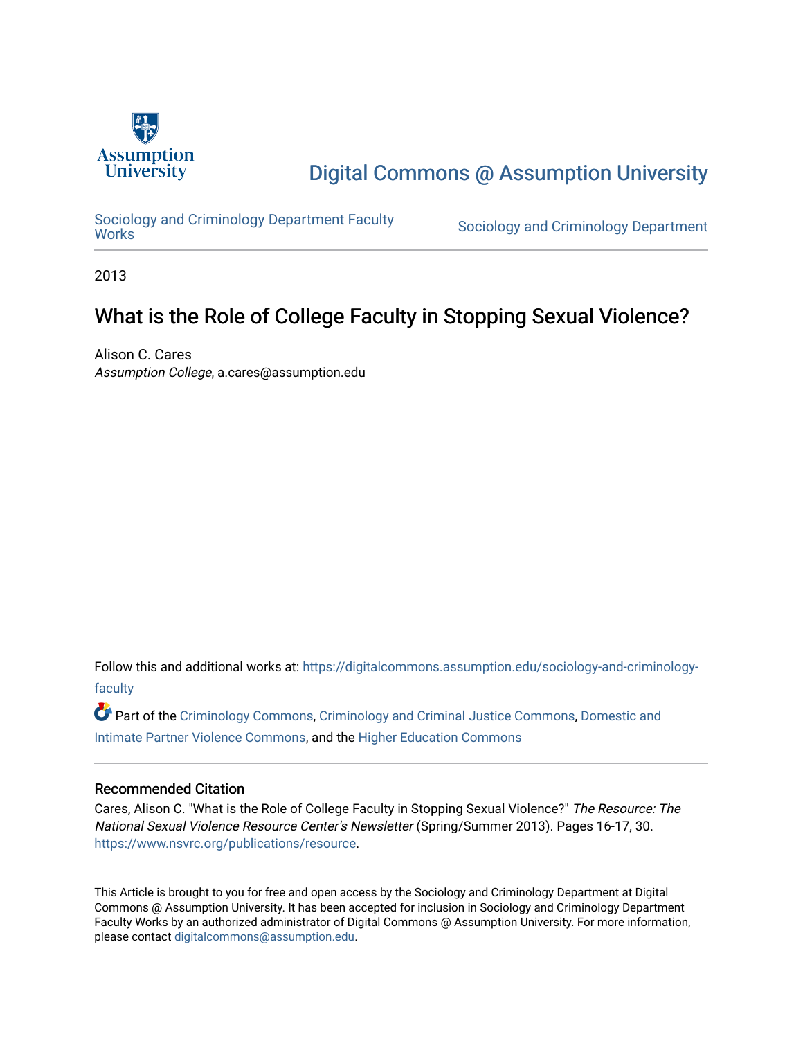Assumption University

Digital Commons @ Assumption University

Sociology and Criminology Department Faculty Works

Sociology and Criminology Department

2013

# What is the Role of College Faculty in Stopping Sexual Violence?

Alison C. Cares
*Assumption College*, a.cares@assumption.edu

Follow this and additional works at: https://digitalcommons.assumption.edu/sociology-and-criminology-faculty

Part of the Criminology Commons, Criminology and Criminal Justice Commons, Domestic and Intimate Partner Violence Commons, and the Higher Education Commons

## Recommended Citation

Cares, Alison C. "What is the Role of College Faculty in Stopping Sexual Violence?" *The Resource: The National Sexual Violence Resource Center's Newsletter* (Spring/Summer 2013). Pages 16-17, 30. https://www.nsvrc.org/publications/resource.

This Article is brought to you for free and open access by the Sociology and Criminology Department at Digital Commons @ Assumption University. It has been accepted for inclusion in Sociology and Criminology Department Faculty Works by an authorized administrator of Digital Commons @ Assumption University. For more information, please contact digitalcommons@assumption.edu.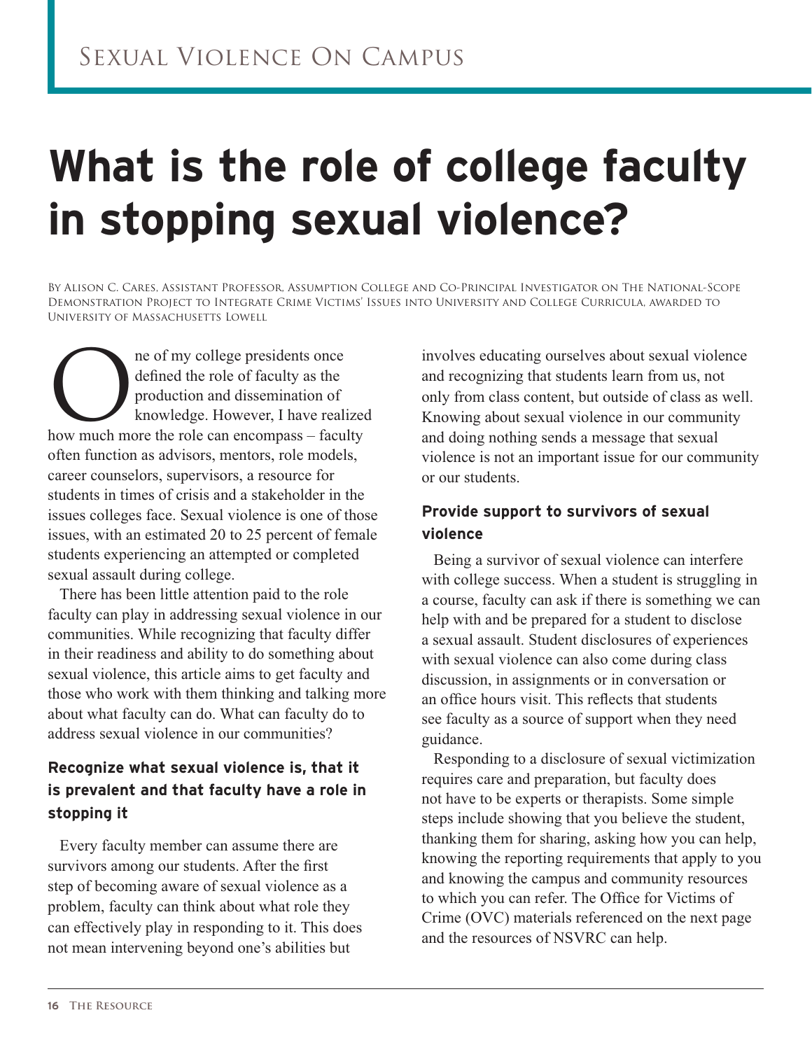# What is the role of college faculty in stopping sexual violence?

By Alison C. Cares, Assistant Professor, Assumption College and Co-Principal Investigator on The National-Scope Demonstration Project to Integrate Crime Victims' Issues into University and College Curricula, awarded to University of Massachusetts Lowell

One of my college presidents once defined the role of faculty as the production and dissemination of knowledge. However, I have realized how much more the role can encompass – faculty often function as advisors, mentors, role models, career counselors, supervisors, a resource for students in times of crisis and a stakeholder in the issues colleges face. Sexual violence is one of those issues, with an estimated 20 to 25 percent of female students experiencing an attempted or completed sexual assault during college.

There has been little attention paid to the role faculty can play in addressing sexual violence in our communities. While recognizing that faculty differ in their readiness and ability to do something about sexual violence, this article aims to get faculty and those who work with them thinking and talking more about what faculty can do. What can faculty do to address sexual violence in our communities?

### Recognize what sexual violence is, that it is prevalent and that faculty have a role in stopping it

Every faculty member can assume there are survivors among our students. After the first step of becoming aware of sexual violence as a problem, faculty can think about what role they can effectively play in responding to it. This does not mean intervening beyond one's abilities but involves educating ourselves about sexual violence and recognizing that students learn from us, not only from class content, but outside of class as well. Knowing about sexual violence in our community and doing nothing sends a message that sexual violence is not an important issue for our community or our students.

### Provide support to survivors of sexual violence

Being a survivor of sexual violence can interfere with college success. When a student is struggling in a course, faculty can ask if there is something we can help with and be prepared for a student to disclose a sexual assault. Student disclosures of experiences with sexual violence can also come during class discussion, in assignments or in conversation or an office hours visit. This reflects that students see faculty as a source of support when they need guidance.

Responding to a disclosure of sexual victimization requires care and preparation, but faculty does not have to be experts or therapists. Some simple steps include showing that you believe the student, thanking them for sharing, asking how you can help, knowing the reporting requirements that apply to you and knowing the campus and community resources to which you can refer. The Office for Victims of Crime (OVC) materials referenced on the next page and the resources of NSVRC can help.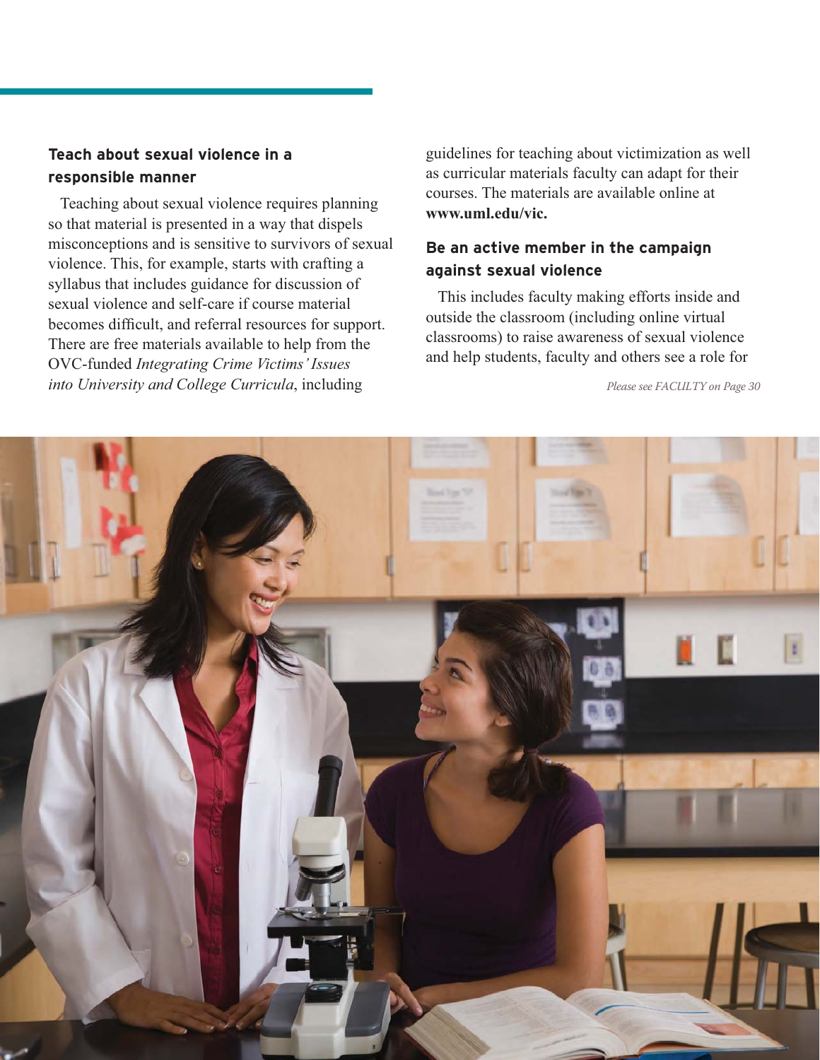### Teach about sexual violence in a responsible manner

Teaching about sexual violence requires planning so that material is presented in a way that dispels misconceptions and is sensitive to survivors of sexual violence. This, for example, starts with crafting a syllabus that includes guidance for discussion of sexual violence and self-care if course material becomes difficult, and referral resources for support. There are free materials available to help from the OVC-funded *Integrating Crime Victims' Issues into University and College Curricula*, including guidelines for teaching about victimization as well as curricular materials faculty can adapt for their courses. The materials are available online at **www.uml.edu/vic.**

### Be an active member in the campaign against sexual violence

This includes faculty making efforts inside and outside the classroom (including online virtual classrooms) to raise awareness of sexual violence and help students, faculty and others see a role for

*Please see FACULTY on Page 30*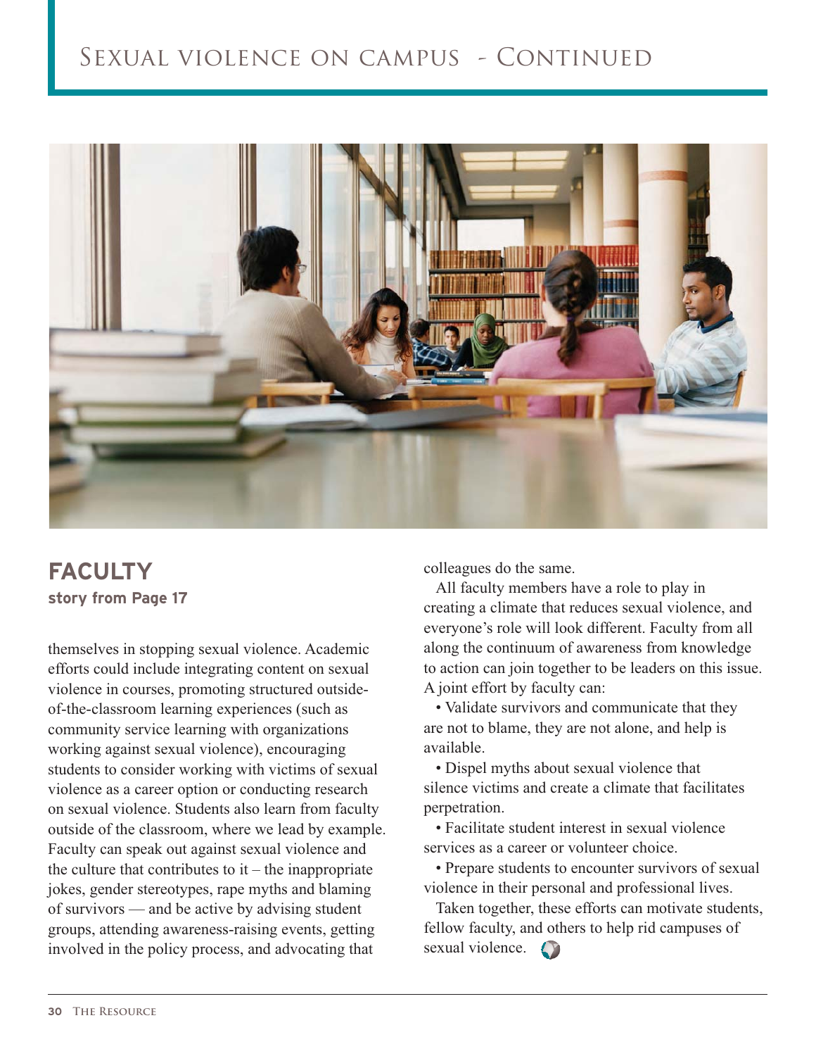## FACULTY

**story from Page 17**

themselves in stopping sexual violence. Academic efforts could include integrating content on sexual violence in courses, promoting structured outside-of-the-classroom learning experiences (such as community service learning with organizations working against sexual violence), encouraging students to consider working with victims of sexual violence as a career option or conducting research on sexual violence. Students also learn from faculty outside of the classroom, where we lead by example. Faculty can speak out against sexual violence and the culture that contributes to it – the inappropriate jokes, gender stereotypes, rape myths and blaming of survivors — and be active by advising student groups, attending awareness-raising events, getting involved in the policy process, and advocating that colleagues do the same.

All faculty members have a role to play in creating a climate that reduces sexual violence, and everyone's role will look different. Faculty from all along the continuum of awareness from knowledge to action can join together to be leaders on this issue. A joint effort by faculty can:

- Validate survivors and communicate that they are not to blame, they are not alone, and help is available.
- Dispel myths about sexual violence that silence victims and create a climate that facilitates perpetration.
- Facilitate student interest in sexual violence services as a career or volunteer choice.
- Prepare students to encounter survivors of sexual violence in their personal and professional lives.

Taken together, these efforts can motivate students, fellow faculty, and others to help rid campuses of sexual violence.